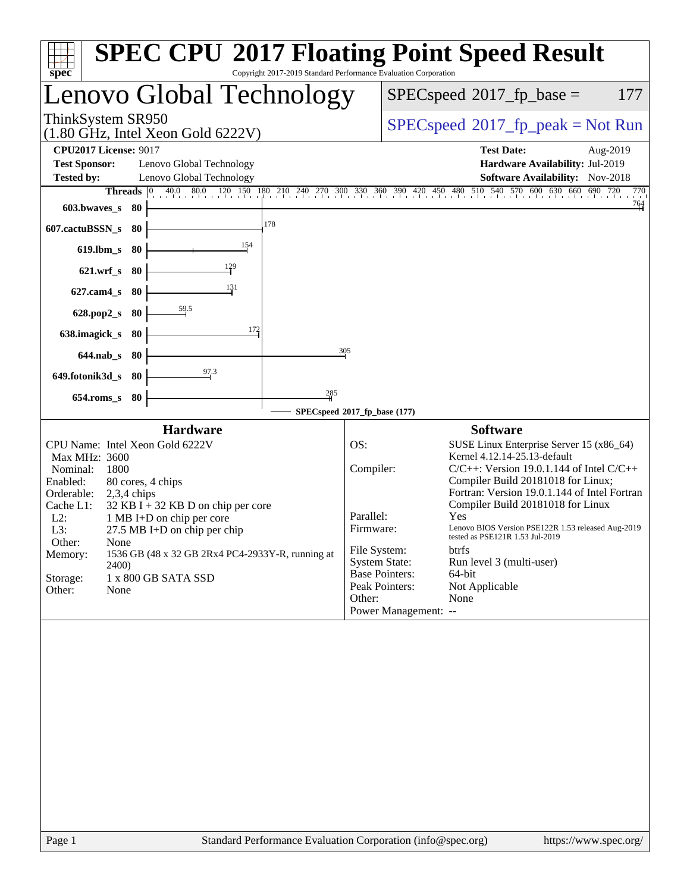# SPEC CPU 2017 Floating Point Speed Result

Copyright 2017-2019 Standard Performance Evaluation Corporation

## Lenovo Global Technology

ThinkSystem SR950
(1.80 GHz, Intel Xeon Gold 6222V)

SPECspeed 2017_fp_base = 177

SPECspeed 2017_fp_peak = Not Run

**CPU2017 License:** 9017
**Test Sponsor:** Lenovo Global Technology
**Tested by:** Lenovo Global Technology

**Test Date:** Aug-2019
**Hardware Availability:** Jul-2019
**Software Availability:** Nov-2018

| Benchmark | Threads | Base Ratio |
|---|---|---|
| 603.bwaves_s | 80 | 764 |
| 607.cactuBSSN_s | 80 | 178 |
| 619.lbm_s | 80 | 154 |
| 621.wrf_s | 80 | 129 |
| 627.cam4_s | 80 | 131 |
| 628.pop2_s | 80 | 59.5 |
| 638.imagick_s | 80 | 172 |
| 644.nab_s | 80 | 305 |
| 649.fotonik3d_s | 80 | 97.3 |
| 654.roms_s | 80 | 285 |

SPECspeed 2017_fp_base (177)

### Hardware

CPU Name: Intel Xeon Gold 6222V
Max MHz: 3600
Nominal: 1800
Enabled: 80 cores, 4 chips
Orderable: 2,3,4 chips
Cache L1: 32 KB I + 32 KB D on chip per core
L2: 1 MB I+D on chip per core
L3: 27.5 MB I+D on chip per chip
Other: None
Memory: 1536 GB (48 x 32 GB 2Rx4 PC4-2933Y-R, running at 2400)
Storage: 1 x 800 GB SATA SSD
Other: None

### Software

OS: SUSE Linux Enterprise Server 15 (x86_64) Kernel 4.12.14-25.13-default
Compiler: C/C++: Version 19.0.1.144 of Intel C/C++ Compiler Build 20181018 for Linux; Fortran: Version 19.0.1.144 of Intel Fortran Compiler Build 20181018 for Linux
Parallel: Yes
Firmware: Lenovo BIOS Version PSE122R 1.53 released Aug-2019 tested as PSE121R 1.53 Jul-2019
File System: btrfs
System State: Run level 3 (multi-user)
Base Pointers: 64-bit
Peak Pointers: Not Applicable
Other: None
Power Management: --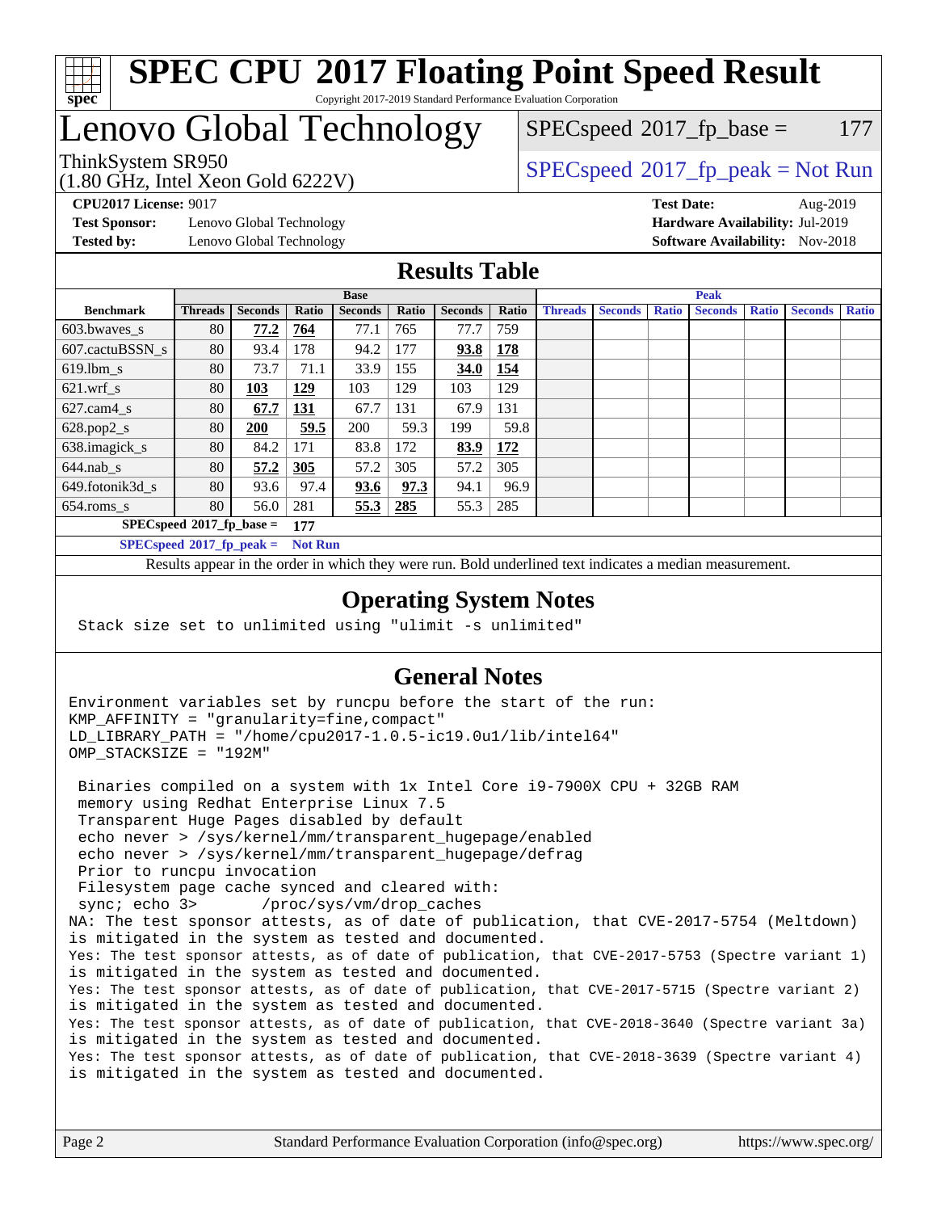# SPEC CPU 2017 Floating Point Speed Result

Copyright 2017-2019 Standard Performance Evaluation Corporation

# Lenovo Global Technology

ThinkSystem SR950
(1.80 GHz, Intel Xeon Gold 6222V)

SPECspeed 2017_fp_base = 177

SPECspeed 2017_fp_peak = Not Run

**CPU2017 License:** 9017
**Test Sponsor:** Lenovo Global Technology
**Tested by:** Lenovo Global Technology

**Test Date:** Aug-2019
**Hardware Availability:** Jul-2019
**Software Availability:** Nov-2018

## Results Table

| Benchmark | Base | | | | | | | Peak | | | | | | |
|---|---|---|---|---|---|---|---|---|---|---|---|---|---|---|
| | Threads | Seconds | Ratio | Seconds | Ratio | Seconds | Ratio | Threads | Seconds | Ratio | Seconds | Ratio | Seconds | Ratio |
| 603.bwaves_s | 80 | **77.2** | **764** | 77.1 | 765 | 77.7 | 759 | | | | | | | |
| 607.cactuBSSN_s | 80 | 93.4 | 178 | 94.2 | 177 | **93.8** | **178** | | | | | | | |
| 619.lbm_s | 80 | 73.7 | 71.1 | 33.9 | 155 | **34.0** | **154** | | | | | | | |
| 621.wrf_s | 80 | **103** | **129** | 103 | 129 | 103 | 129 | | | | | | | |
| 627.cam4_s | 80 | **67.7** | **131** | 67.7 | 131 | 67.9 | 131 | | | | | | | |
| 628.pop2_s | 80 | **200** | **59.5** | 200 | 59.3 | 199 | 59.8 | | | | | | | |
| 638.imagick_s | 80 | 84.2 | 171 | 83.8 | 172 | **83.9** | **172** | | | | | | | |
| 644.nab_s | 80 | **57.2** | **305** | 57.2 | 305 | 57.2 | 305 | | | | | | | |
| 649.fotonik3d_s | 80 | 93.6 | 97.4 | **93.6** | **97.3** | 94.1 | 96.9 | | | | | | | |
| 654.roms_s | 80 | 56.0 | 281 | **55.3** | **285** | 55.3 | 285 | | | | | | | |

**SPECspeed 2017_fp_base = 177**

**SPECspeed 2017_fp_peak = Not Run**

Results appear in the order in which they were run. Bold underlined text indicates a median measurement.

## Operating System Notes

```
Stack size set to unlimited using "ulimit -s unlimited"
```

## General Notes

```
Environment variables set by runcpu before the start of the run:
KMP_AFFINITY = "granularity=fine,compact"
LD_LIBRARY_PATH = "/home/cpu2017-1.0.5-ic19.0u1/lib/intel64"
OMP_STACKSIZE = "192M"

 Binaries compiled on a system with 1x Intel Core i9-7900X CPU + 32GB RAM
 memory using Redhat Enterprise Linux 7.5
 Transparent Huge Pages disabled by default
 echo never > /sys/kernel/mm/transparent_hugepage/enabled
 echo never > /sys/kernel/mm/transparent_hugepage/defrag
 Prior to runcpu invocation
 Filesystem page cache synced and cleared with:
 sync; echo 3>       /proc/sys/vm/drop_caches
NA: The test sponsor attests, as of date of publication, that CVE-2017-5754 (Meltdown)
is mitigated in the system as tested and documented.
Yes: The test sponsor attests, as of date of publication, that CVE-2017-5753 (Spectre variant 1)
is mitigated in the system as tested and documented.
Yes: The test sponsor attests, as of date of publication, that CVE-2017-5715 (Spectre variant 2)
is mitigated in the system as tested and documented.
Yes: The test sponsor attests, as of date of publication, that CVE-2018-3640 (Spectre variant 3a)
is mitigated in the system as tested and documented.
Yes: The test sponsor attests, as of date of publication, that CVE-2018-3639 (Spectre variant 4)
is mitigated in the system as tested and documented.
```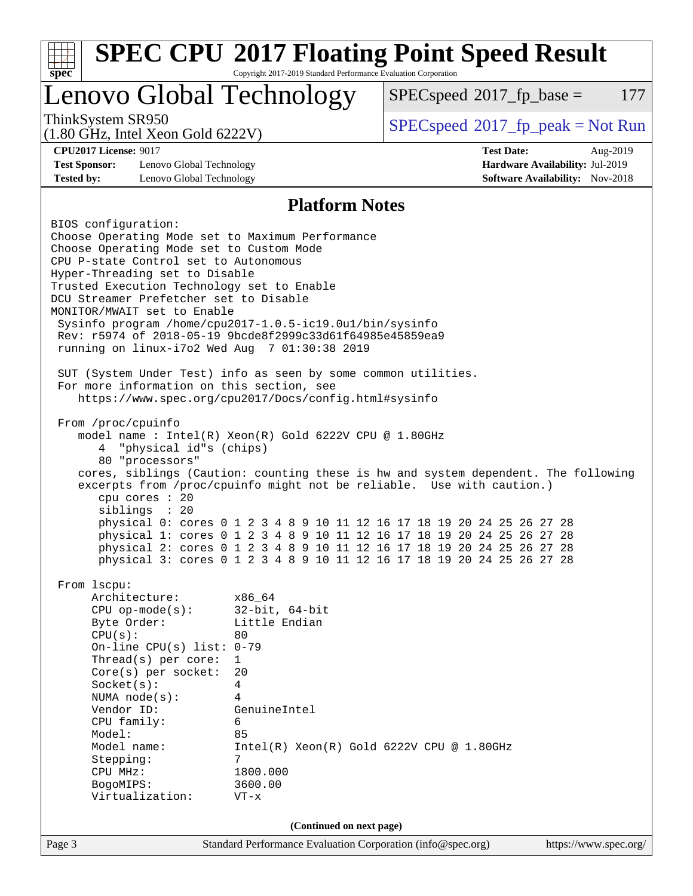# SPEC CPU 2017 Floating Point Speed Result

Copyright 2017-2019 Standard Performance Evaluation Corporation

## Lenovo Global Technology

ThinkSystem SR950
(1.80 GHz, Intel Xeon Gold 6222V)

SPECspeed 2017_fp_base = 177

SPECspeed 2017_fp_peak = Not Run

**CPU2017 License:** 9017
**Test Sponsor:** Lenovo Global Technology
**Tested by:** Lenovo Global Technology

**Test Date:** Aug-2019
**Hardware Availability:** Jul-2019
**Software Availability:** Nov-2018

### Platform Notes

```
BIOS configuration:
Choose Operating Mode set to Maximum Performance
Choose Operating Mode set to Custom Mode
CPU P-state Control set to Autonomous
Hyper-Threading set to Disable
Trusted Execution Technology set to Enable
DCU Streamer Prefetcher set to Disable
MONITOR/MWAIT set to Enable
 Sysinfo program /home/cpu2017-1.0.5-ic19.0u1/bin/sysinfo
 Rev: r5974 of 2018-05-19 9bcde8f2999c33d61f64985e45859ea9
 running on linux-i7o2 Wed Aug  7 01:30:38 2019

 SUT (System Under Test) info as seen by some common utilities.
 For more information on this section, see
    https://www.spec.org/cpu2017/Docs/config.html#sysinfo

 From /proc/cpuinfo
    model name : Intel(R) Xeon(R) Gold 6222V CPU @ 1.80GHz
       4  "physical id"s (chips)
       80 "processors"
    cores, siblings (Caution: counting these is hw and system dependent. The following
    excerpts from /proc/cpuinfo might not be reliable.  Use with caution.)
       cpu cores : 20
       siblings  : 20
       physical 0: cores 0 1 2 3 4 8 9 10 11 12 16 17 18 19 20 24 25 26 27 28
       physical 1: cores 0 1 2 3 4 8 9 10 11 12 16 17 18 19 20 24 25 26 27 28
       physical 2: cores 0 1 2 3 4 8 9 10 11 12 16 17 18 19 20 24 25 26 27 28
       physical 3: cores 0 1 2 3 4 8 9 10 11 12 16 17 18 19 20 24 25 26 27 28

 From lscpu:
      Architecture:        x86_64
      CPU op-mode(s):      32-bit, 64-bit
      Byte Order:          Little Endian
      CPU(s):              80
      On-line CPU(s) list: 0-79
      Thread(s) per core:  1
      Core(s) per socket:  20
      Socket(s):           4
      NUMA node(s):        4
      Vendor ID:           GenuineIntel
      CPU family:          6
      Model:               85
      Model name:          Intel(R) Xeon(R) Gold 6222V CPU @ 1.80GHz
      Stepping:            7
      CPU MHz:             1800.000
      BogoMIPS:            3600.00
      Virtualization:      VT-x
```

(Continued on next page)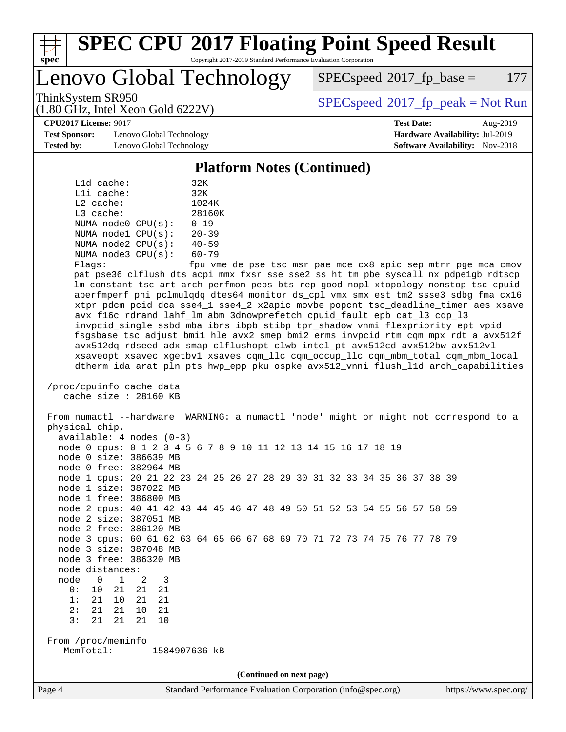## Platform Notes (Continued)

```
L1d cache:             32K
L1i cache:             32K
L2 cache:              1024K
L3 cache:              28160K
NUMA node0 CPU(s):     0-19
NUMA node1 CPU(s):     20-39
NUMA node2 CPU(s):     40-59
NUMA node3 CPU(s):     60-79
Flags:                 fpu vme de pse tsc msr pae mce cx8 apic sep mtrr pge mca cmov
pat pse36 clflush dts acpi mmx fxsr sse sse2 ss ht tm pbe syscall nx pdpe1gb rdtscp
lm constant_tsc art arch_perfmon pebs bts rep_good nopl xtopology nonstop_tsc cpuid
aperfmperf pni pclmulqdq dtes64 monitor ds_cpl vmx smx est tm2 ssse3 sdbg fma cx16
xtpr pdcm pcid dca sse4_1 sse4_2 x2apic movbe popcnt tsc_deadline_timer aes xsave
avx f16c rdrand lahf_lm abm 3dnowprefetch cpuid_fault epb cat_l3 cdp_l3
invpcid_single ssbd mba ibrs ibpb stibp tpr_shadow vnmi flexpriority ept vpid
fsgsbase tsc_adjust bmi1 hle avx2 smep bmi2 erms invpcid rtm cqm mpx rdt_a avx512f
avx512dq rdseed adx smap clflushopt clwb intel_pt avx512cd avx512bw avx512vl
xsaveopt xsavec xgetbv1 xsaves cqm_llc cqm_occup_llc cqm_mbm_total cqm_mbm_local
dtherm ida arat pln pts hwp_epp pku ospke avx512_vnni flush_l1d arch_capabilities

/proc/cpuinfo cache data
   cache size : 28160 KB

From numactl --hardware  WARNING: a numactl 'node' might or might not correspond to a
physical chip.
  available: 4 nodes (0-3)
  node 0 cpus: 0 1 2 3 4 5 6 7 8 9 10 11 12 13 14 15 16 17 18 19
  node 0 size: 386639 MB
  node 0 free: 382964 MB
  node 1 cpus: 20 21 22 23 24 25 26 27 28 29 30 31 32 33 34 35 36 37 38 39
  node 1 size: 387022 MB
  node 1 free: 386800 MB
  node 2 cpus: 40 41 42 43 44 45 46 47 48 49 50 51 52 53 54 55 56 57 58 59
  node 2 size: 387051 MB
  node 2 free: 386120 MB
  node 3 cpus: 60 61 62 63 64 65 66 67 68 69 70 71 72 73 74 75 76 77 78 79
  node 3 size: 387048 MB
  node 3 free: 386320 MB
  node distances:
  node   0   1   2   3
    0:  10  21  21  21
    1:  21  10  21  21
    2:  21  21  10  21
    3:  21  21  21  10

From /proc/meminfo
   MemTotal:       1584907636 kB
```

(Continued on next page)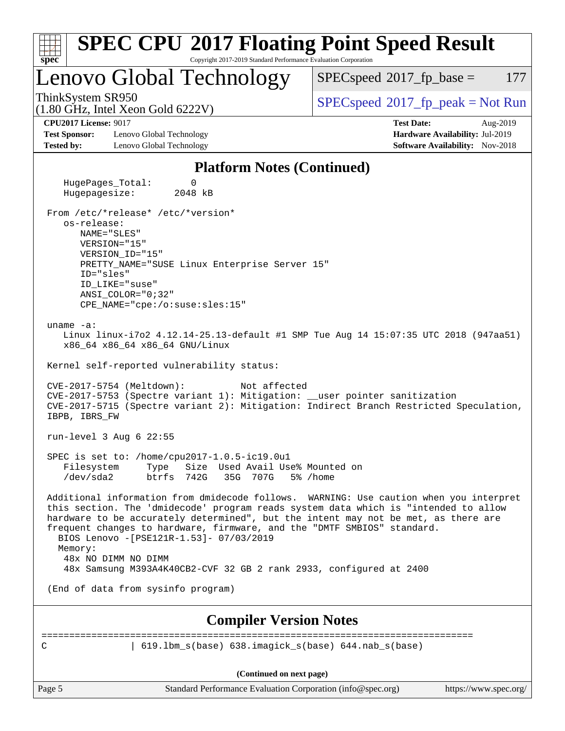# SPEC CPU 2017 Floating Point Speed Result

Copyright 2017-2019 Standard Performance Evaluation Corporation

## Lenovo Global Technology

ThinkSystem SR950
(1.80 GHz, Intel Xeon Gold 6222V)

SPECspeed 2017_fp_base = 177

SPECspeed 2017_fp_peak = Not Run

**CPU2017 License:** 9017
**Test Sponsor:** Lenovo Global Technology
**Tested by:** Lenovo Global Technology

**Test Date:** Aug-2019
**Hardware Availability:** Jul-2019
**Software Availability:** Nov-2018

### Platform Notes (Continued)

```
    HugePages_Total:       0
    Hugepagesize:       2048 kB

 From /etc/*release* /etc/*version*
    os-release:
       NAME="SLES"
       VERSION="15"
       VERSION_ID="15"
       PRETTY_NAME="SUSE Linux Enterprise Server 15"
       ID="sles"
       ID_LIKE="suse"
       ANSI_COLOR="0;32"
       CPE_NAME="cpe:/o:suse:sles:15"

 uname -a:
    Linux linux-i7o2 4.12.14-25.13-default #1 SMP Tue Aug 14 15:07:35 UTC 2018 (947aa51)
    x86_64 x86_64 x86_64 GNU/Linux

 Kernel self-reported vulnerability status:

 CVE-2017-5754 (Meltdown):          Not affected
 CVE-2017-5753 (Spectre variant 1): Mitigation: __user pointer sanitization
 CVE-2017-5715 (Spectre variant 2): Mitigation: Indirect Branch Restricted Speculation,
 IBPB, IBRS_FW

 run-level 3 Aug 6 22:55

 SPEC is set to: /home/cpu2017-1.0.5-ic19.0u1
    Filesystem     Type   Size  Used Avail Use% Mounted on
    /dev/sda2      btrfs  742G   35G  707G   5% /home

 Additional information from dmidecode follows.  WARNING: Use caution when you interpret
 this section. The 'dmidecode' program reads system data which is "intended to allow
 hardware to be accurately determined", but the intent may not be met, as there are
 frequent changes to hardware, firmware, and the "DMTF SMBIOS" standard.
   BIOS Lenovo -[PSE121R-1.53]- 07/03/2019
   Memory:
    48x NO DIMM NO DIMM
    48x Samsung M393A4K40CB2-CVF 32 GB 2 rank 2933, configured at 2400

 (End of data from sysinfo program)
```

### Compiler Version Notes

```
==============================================================================
C               | 619.lbm_s(base) 638.imagick_s(base) 644.nab_s(base)
```

(Continued on next page)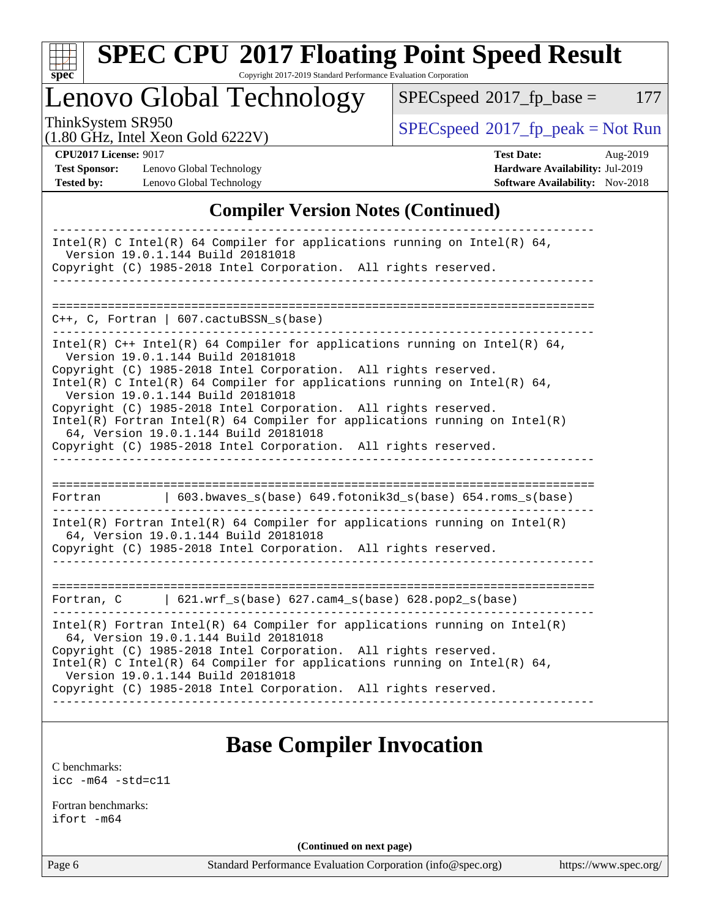## Compiler Version Notes (Continued)

```
------------------------------------------------------------------------------
Intel(R) C Intel(R) 64 Compiler for applications running on Intel(R) 64,
  Version 19.0.1.144 Build 20181018
Copyright (C) 1985-2018 Intel Corporation.  All rights reserved.
------------------------------------------------------------------------------

==============================================================================
C++, C, Fortran | 607.cactuBSSN_s(base)
------------------------------------------------------------------------------
Intel(R) C++ Intel(R) 64 Compiler for applications running on Intel(R) 64,
  Version 19.0.1.144 Build 20181018
Copyright (C) 1985-2018 Intel Corporation.  All rights reserved.
Intel(R) C Intel(R) 64 Compiler for applications running on Intel(R) 64,
  Version 19.0.1.144 Build 20181018
Copyright (C) 1985-2018 Intel Corporation.  All rights reserved.
Intel(R) Fortran Intel(R) 64 Compiler for applications running on Intel(R)
  64, Version 19.0.1.144 Build 20181018
Copyright (C) 1985-2018 Intel Corporation.  All rights reserved.
------------------------------------------------------------------------------

==============================================================================
Fortran         | 603.bwaves_s(base) 649.fotonik3d_s(base) 654.roms_s(base)
------------------------------------------------------------------------------
Intel(R) Fortran Intel(R) 64 Compiler for applications running on Intel(R)
  64, Version 19.0.1.144 Build 20181018
Copyright (C) 1985-2018 Intel Corporation.  All rights reserved.
------------------------------------------------------------------------------

==============================================================================
Fortran, C      | 621.wrf_s(base) 627.cam4_s(base) 628.pop2_s(base)
------------------------------------------------------------------------------
Intel(R) Fortran Intel(R) 64 Compiler for applications running on Intel(R)
  64, Version 19.0.1.144 Build 20181018
Copyright (C) 1985-2018 Intel Corporation.  All rights reserved.
Intel(R) C Intel(R) 64 Compiler for applications running on Intel(R) 64,
  Version 19.0.1.144 Build 20181018
Copyright (C) 1985-2018 Intel Corporation.  All rights reserved.
------------------------------------------------------------------------------
```

## Base Compiler Invocation

C benchmarks:
icc -m64 -std=c11

Fortran benchmarks:
ifort -m64

**(Continued on next page)**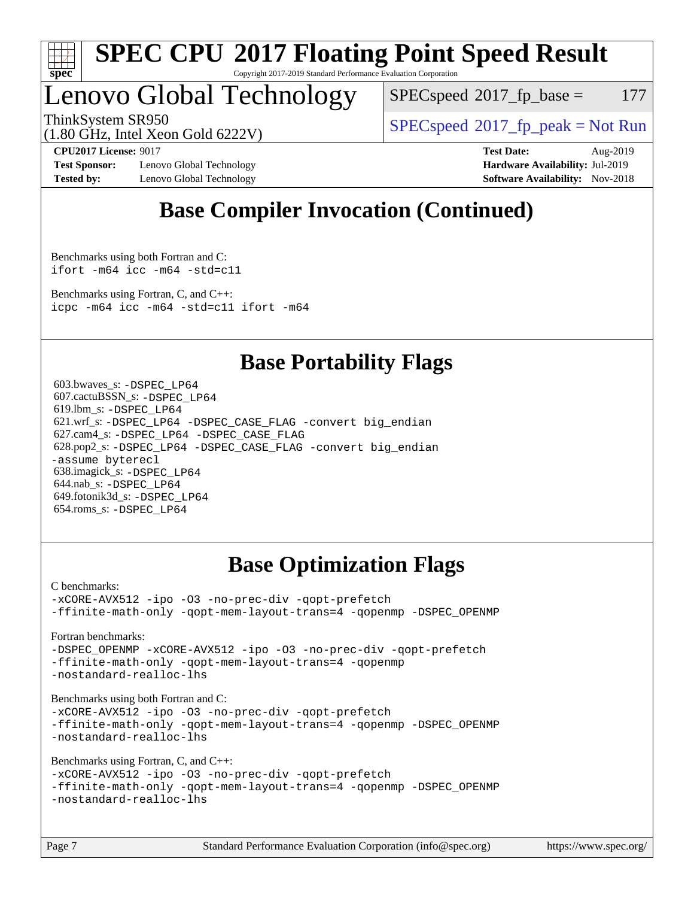# Base Compiler Invocation (Continued)

Benchmarks using both Fortran and C:
```
ifort -m64 icc -m64 -std=c11
```

Benchmarks using Fortran, C, and C++:
```
icpc -m64 icc -m64 -std=c11 ifort -m64
```

# Base Portability Flags

603.bwaves_s: `-DSPEC_LP64`
607.cactuBSSN_s: `-DSPEC_LP64`
619.lbm_s: `-DSPEC_LP64`
621.wrf_s: `-DSPEC_LP64 -DSPEC_CASE_FLAG -convert big_endian`
627.cam4_s: `-DSPEC_LP64 -DSPEC_CASE_FLAG`
628.pop2_s: `-DSPEC_LP64 -DSPEC_CASE_FLAG -convert big_endian -assume byterecl`
638.imagick_s: `-DSPEC_LP64`
644.nab_s: `-DSPEC_LP64`
649.fotonik3d_s: `-DSPEC_LP64`
654.roms_s: `-DSPEC_LP64`

# Base Optimization Flags

C benchmarks:
```
-xCORE-AVX512 -ipo -O3 -no-prec-div -qopt-prefetch
-ffinite-math-only -qopt-mem-layout-trans=4 -qopenmp -DSPEC_OPENMP
```

Fortran benchmarks:
```
-DSPEC_OPENMP -xCORE-AVX512 -ipo -O3 -no-prec-div -qopt-prefetch
-ffinite-math-only -qopt-mem-layout-trans=4 -qopenmp
-nostandard-realloc-lhs
```

Benchmarks using both Fortran and C:
```
-xCORE-AVX512 -ipo -O3 -no-prec-div -qopt-prefetch
-ffinite-math-only -qopt-mem-layout-trans=4 -qopenmp -DSPEC_OPENMP
-nostandard-realloc-lhs
```

Benchmarks using Fortran, C, and C++:
```
-xCORE-AVX512 -ipo -O3 -no-prec-div -qopt-prefetch
-ffinite-math-only -qopt-mem-layout-trans=4 -qopenmp -DSPEC_OPENMP
-nostandard-realloc-lhs
```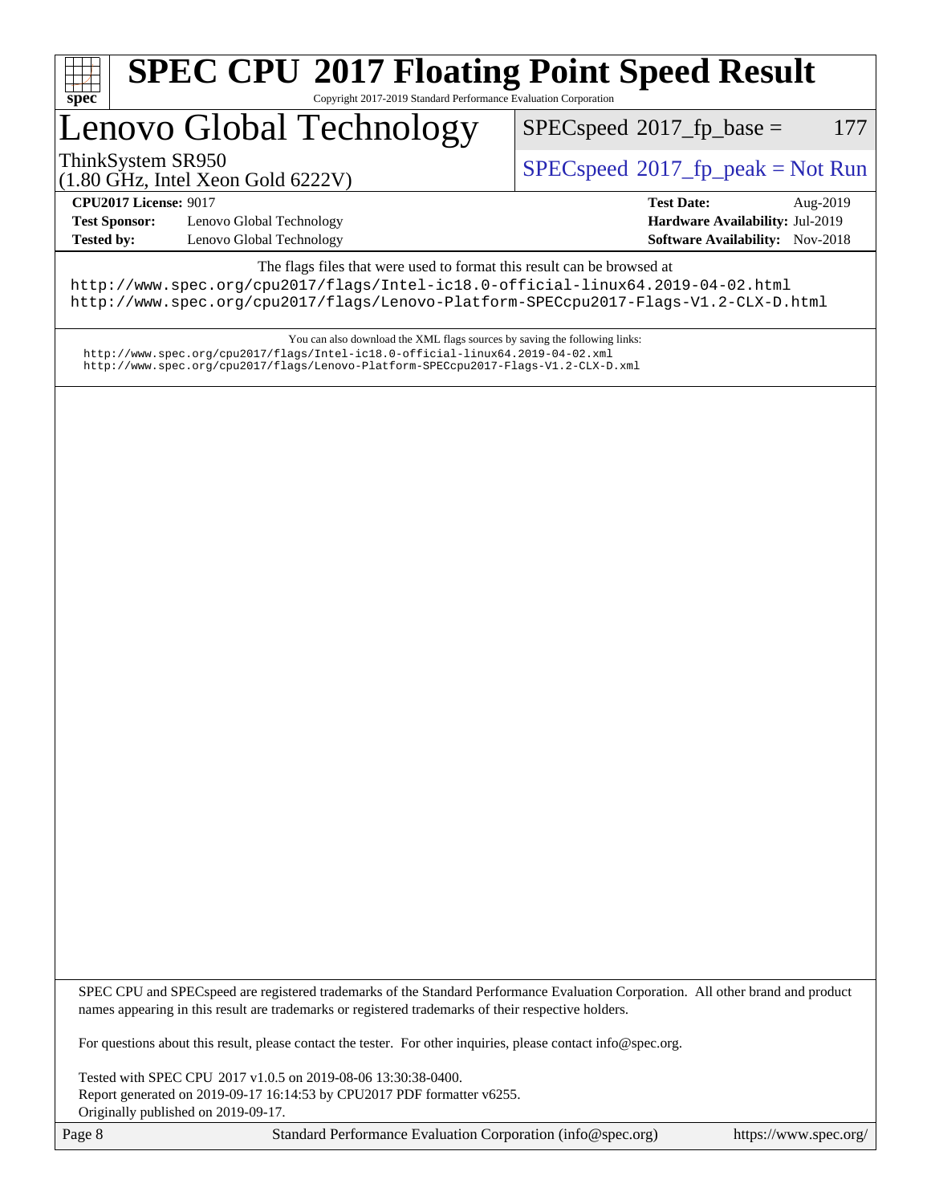The flags files that were used to format this result can be browsed at

http://www.spec.org/cpu2017/flags/Intel-ic18.0-official-linux64.2019-04-02.html
http://www.spec.org/cpu2017/flags/Lenovo-Platform-SPECcpu2017-Flags-V1.2-CLX-D.html

You can also download the XML flags sources by saving the following links:

http://www.spec.org/cpu2017/flags/Intel-ic18.0-official-linux64.2019-04-02.xml
http://www.spec.org/cpu2017/flags/Lenovo-Platform-SPECcpu2017-Flags-V1.2-CLX-D.xml

SPEC CPU and SPECspeed are registered trademarks of the Standard Performance Evaluation Corporation. All other brand and product names appearing in this result are trademarks or registered trademarks of their respective holders.

For questions about this result, please contact the tester. For other inquiries, please contact info@spec.org.

Tested with SPEC CPU 2017 v1.0.5 on 2019-08-06 13:30:38-0400.
Report generated on 2019-09-17 16:14:53 by CPU2017 PDF formatter v6255.
Originally published on 2019-09-17.